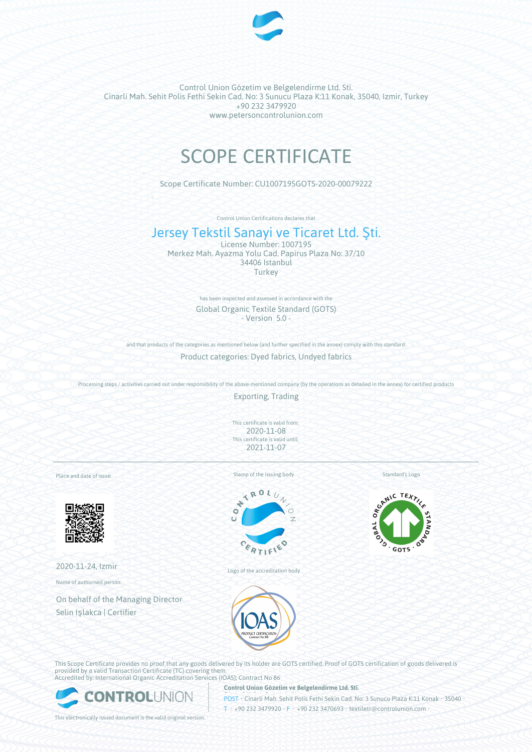Control Union Gözetim ve Belgelendirme Ltd. Sti.
Cinarli Mah. Sehit Polis Fethi Sekin Cad. No: 3 Sunucu Plaza K:11 Konak, 35040, Izmir, Turkey
+90 232 3479920
www.petersoncontrolunion.com

# SCOPE CERTIFICATE

Scope Certificate Number: CU1007195GOTS-2020-00079222

Control Union Certifications declares that

## Jersey Tekstil Sanayi ve Ticaret Ltd. Şti.

License Number: 1007195
Merkez Mah. Ayazma Yolu Cad. Papirus Plaza No: 37/10
34406 Istanbul
Turkey

has been inspected and assessed in accordance with the

Global Organic Textile Standard (GOTS)
- Version 5.0 -

and that products of the categories as mentioned below (and further specified in the annex) comply with this standard:

Product categories: Dyed fabrics, Undyed fabrics

Processing steps / activities carried out under responsibility of the above-mentioned company (by the operations as detailed in the annex) for certified products

Exporting, Trading

This certificate is valid from:
2020-11-08
This certificate is valid until:
2021-11-07

Place and date of issue:

2020-11-24, Izmir

Name of authorised person:

On behalf of the Managing Director
Selin Işlakca | Certifier

Stamp of the issuing body

Logo of the accreditation body

Standard's Logo

This Scope Certificate provides no proof that any goods delivered by its holder are GOTS certified. Proof of GOTS certification of goods delivered is provided by a valid Transaction Certificate (TC) covering them.
Accredited by: International Organic Accreditation Services (IOAS); Contract No 86

**Control Union Gözetim ve Belgelendirme Ltd. Sti.**
POST • Cinarli Mah. Sehit Polis Fethi Sekin Cad. No: 3 Sunucu Plaza K:11 Konak • 35040 •
T • +90 232 3479920 • F • +90 232 3470693 • textiletr@controlunion.com •

This electronically issued document is the valid original version.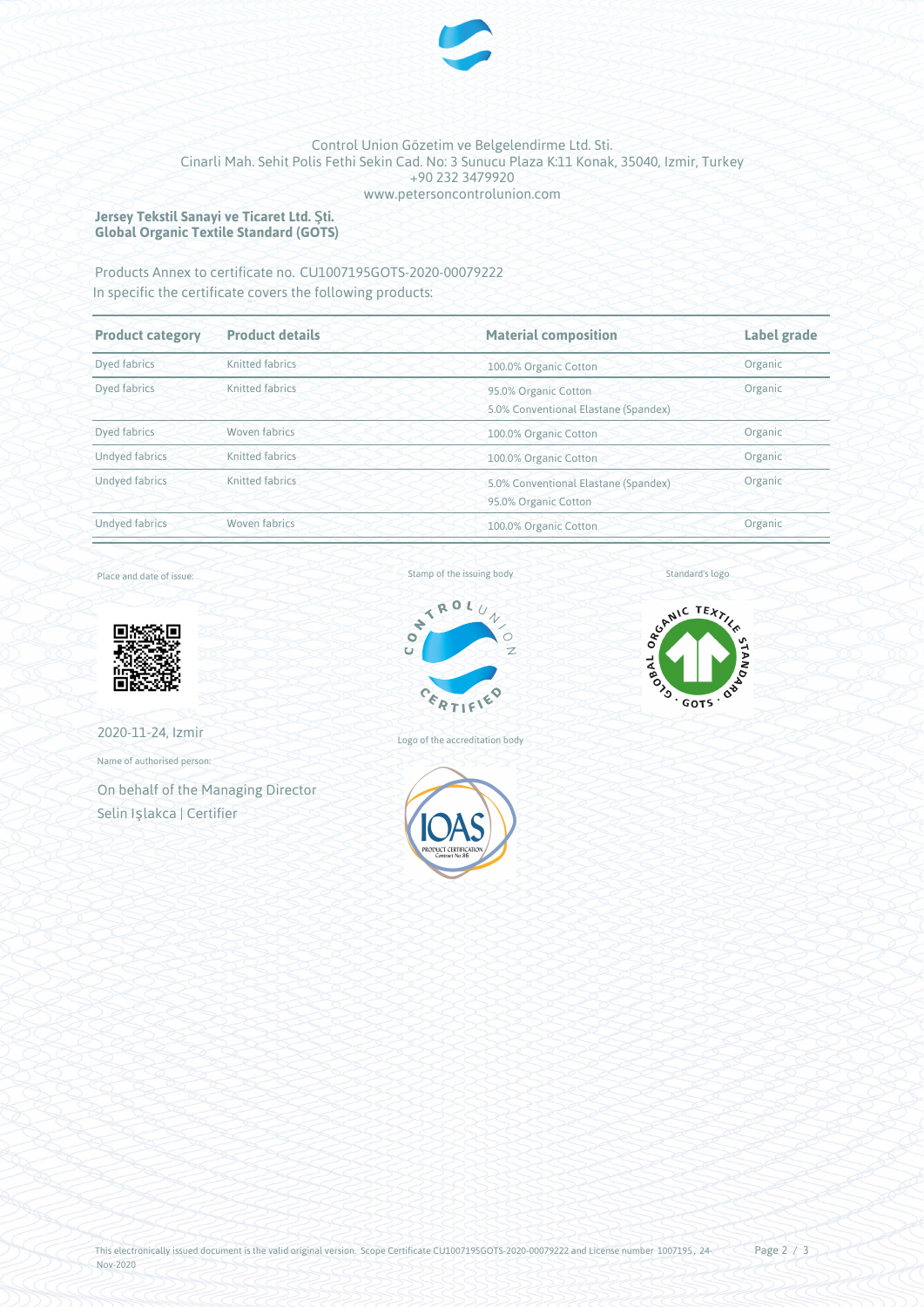Control Union Gözetim ve Belgelendirme Ltd. Sti.
Cinarli Mah. Sehit Polis Fethi Sekin Cad. No: 3 Sunucu Plaza K:11 Konak, 35040, Izmir, Turkey
+90 232 3479920
www.petersoncontrolunion.com

**Jersey Tekstil Sanayi ve Ticaret Ltd. Şti.**
**Global Organic Textile Standard (GOTS)**

Products Annex to certificate no. CU1007195GOTS-2020-00079222
In specific the certificate covers the following products:

| Product category | Product details | Material composition | Label grade |
|---|---|---|---|
| Dyed fabrics | Knitted fabrics | 100.0% Organic Cotton | Organic |
| Dyed fabrics | Knitted fabrics | 95.0% Organic Cotton<br>5.0% Conventional Elastane (Spandex) | Organic |
| Dyed fabrics | Woven fabrics | 100.0% Organic Cotton | Organic |
| Undyed fabrics | Knitted fabrics | 100.0% Organic Cotton | Organic |
| Undyed fabrics | Knitted fabrics | 5.0% Conventional Elastane (Spandex)<br>95.0% Organic Cotton | Organic |
| Undyed fabrics | Woven fabrics | 100.0% Organic Cotton | Organic |

Place and date of issue:

2020-11-24, Izmir

Name of authorised person:

On behalf of the Managing Director
Selin Işlakca | Certifier

Stamp of the issuing body

Logo of the accreditation body

Standard's logo

This electronically issued document is the valid original version. Scope Certificate CU1007195GOTS-2020-00079222 and License number 1007195, 24-Nov-2020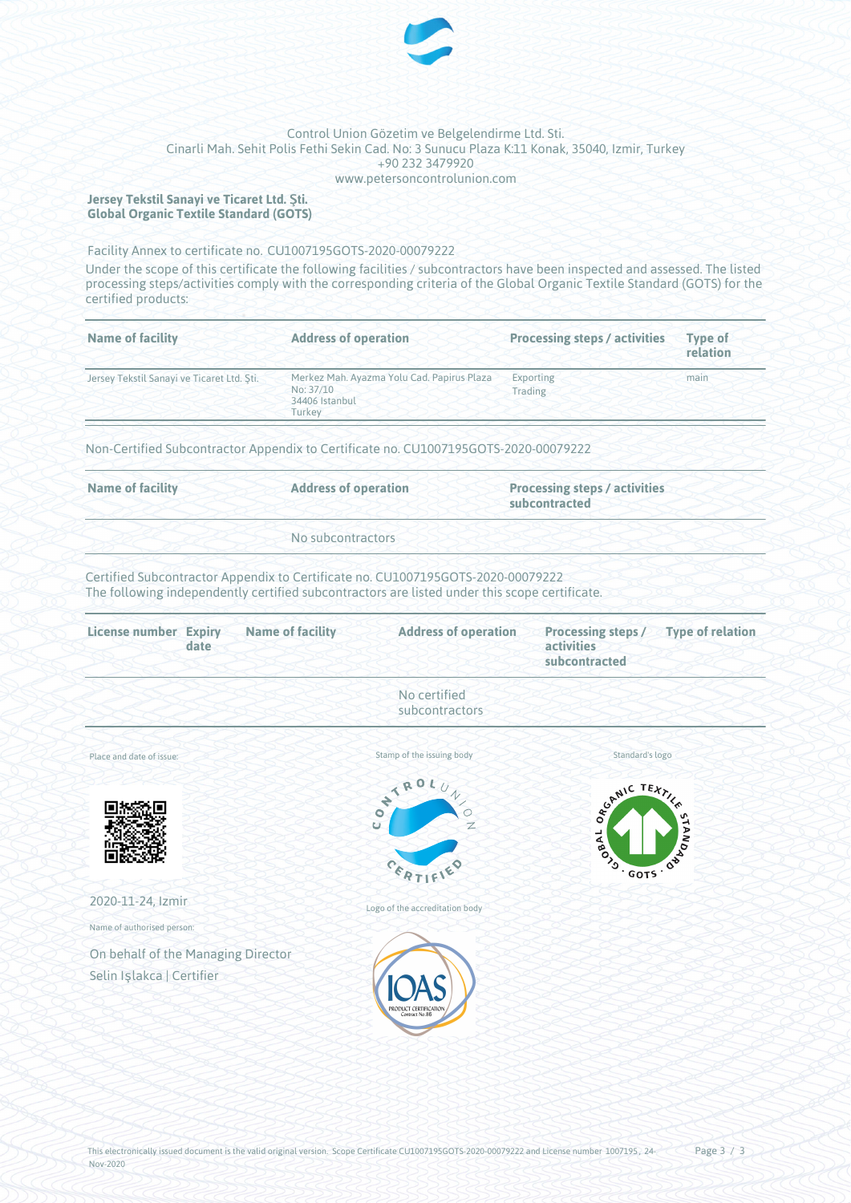Control Union Gözetim ve Belgelendirme Ltd. Sti.
Cinarli Mah. Sehit Polis Fethi Sekin Cad. No: 3 Sunucu Plaza K:11 Konak, 35040, Izmir, Turkey
+90 232 3479920
www.petersoncontrolunion.com

**Jersey Tekstil Sanayi ve Ticaret Ltd. Şti.**
**Global Organic Textile Standard (GOTS)**

Facility Annex to certificate no. CU1007195GOTS-2020-00079222

Under the scope of this certificate the following facilities / subcontractors have been inspected and assessed. The listed processing steps/activities comply with the corresponding criteria of the Global Organic Textile Standard (GOTS) for the certified products:

| Name of facility | Address of operation | Processing steps / activities | Type of relation |
|---|---|---|---|
| Jersey Tekstil Sanayi ve Ticaret Ltd. Şti. | Merkez Mah. Ayazma Yolu Cad. Papirus Plaza No: 37/10 34406 Istanbul Turkey | Exporting Trading | main |

Non-Certified Subcontractor Appendix to Certificate no. CU1007195GOTS-2020-00079222

| Name of facility | Address of operation | Processing steps / activities subcontracted |
|---|---|---|
| | No subcontractors | |

Certified Subcontractor Appendix to Certificate no. CU1007195GOTS-2020-00079222
The following independently certified subcontractors are listed under this scope certificate.

| License number | Expiry date | Name of facility | Address of operation | Processing steps / activities subcontracted | Type of relation |
|---|---|---|---|---|---|
| | | | No certified subcontractors | | |

Place and date of issue:

2020-11-24, Izmir

Name of authorised person:

On behalf of the Managing Director
Selin Işlakca | Certifier

Stamp of the issuing body

Standard's logo

Logo of the accreditation body

This electronically issued document is the valid original version. Scope Certificate CU1007195GOTS-2020-00079222 and License number 1007195, 24-Nov-2020